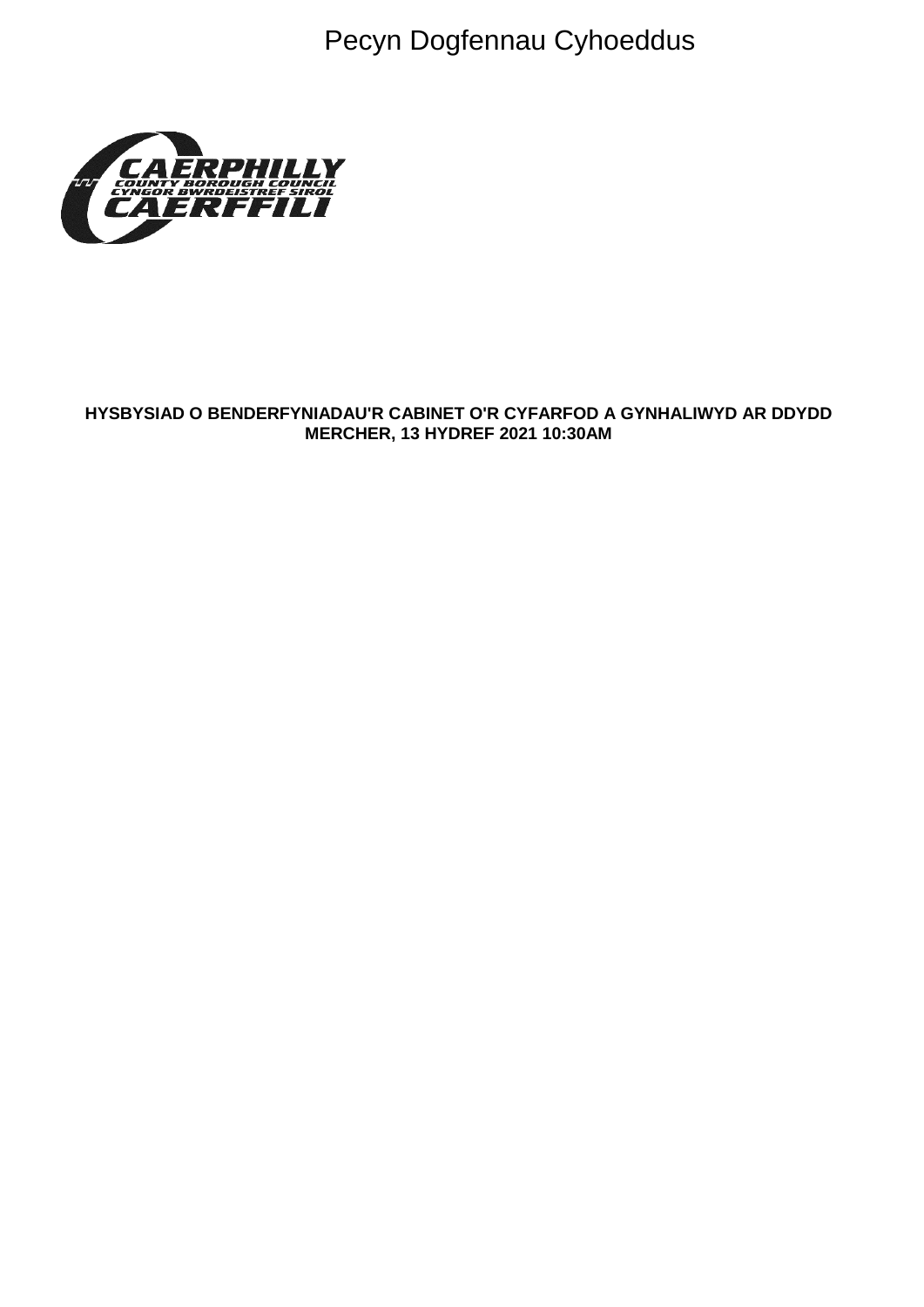Pecyn Dogfennau Cyhoeddus

**HYSBYSIAD O BENDERFYNIADAU'R CABINET O'R CYFARFOD A GYNHALIWYD AR DDYDD MERCHER, 13 HYDREF 2021 10:30AM**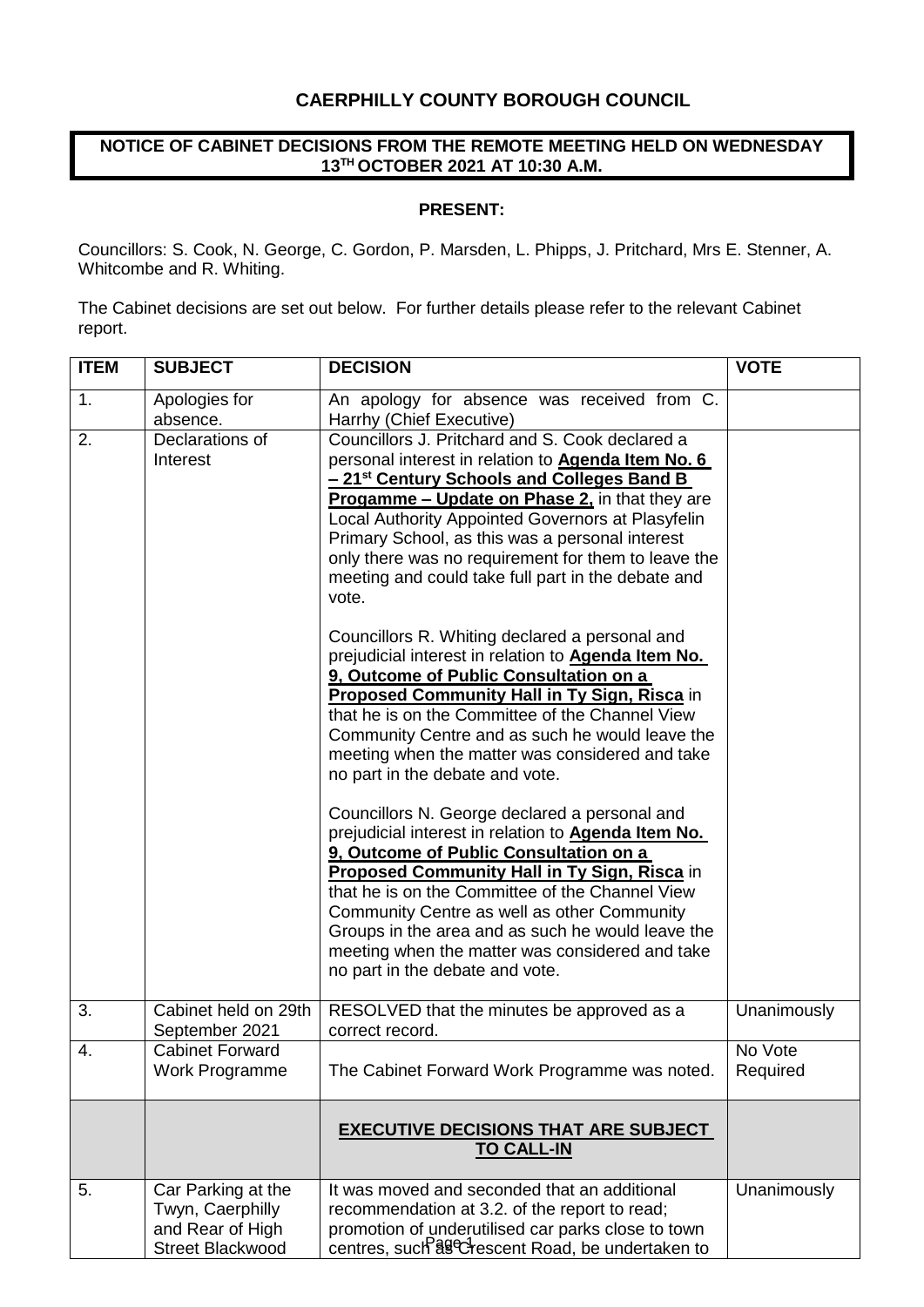# CAERPHILLY COUNTY BOROUGH COUNCIL

**NOTICE OF CABINET DECISIONS FROM THE REMOTE MEETING HELD ON WEDNESDAY 13TH OCTOBER 2021 AT 10:30 A.M.**

**PRESENT:**

Councillors: S. Cook, N. George, C. Gordon, P. Marsden, L. Phipps, J. Pritchard, Mrs E. Stenner, A. Whitcombe and R. Whiting.

The Cabinet decisions are set out below. For further details please refer to the relevant Cabinet report.

| ITEM | SUBJECT | DECISION | VOTE |
|---|---|---|---|
| 1. | Apologies for absence. | An apology for absence was received from C. Harrhy (Chief Executive) | |
| 2. | Declarations of Interest | Councillors J. Pritchard and S. Cook declared a personal interest in relation to **Agenda Item No. 6 – 21st Century Schools and Colleges Band B Progamme – Update on Phase 2,** in that they are Local Authority Appointed Governors at Plasyfelin Primary School, as this was a personal interest only there was no requirement for them to leave the meeting and could take full part in the debate and vote.<br><br>Councillors R. Whiting declared a personal and prejudicial interest in relation to **Agenda Item No. 9, Outcome of Public Consultation on a Proposed Community Hall in Ty Sign, Risca** in that he is on the Committee of the Channel View Community Centre and as such he would leave the meeting when the matter was considered and take no part in the debate and vote.<br><br>Councillors N. George declared a personal and prejudicial interest in relation to **Agenda Item No. 9, Outcome of Public Consultation on a Proposed Community Hall in Ty Sign, Risca** in that he is on the Committee of the Channel View Community Centre as well as other Community Groups in the area and as such he would leave the meeting when the matter was considered and take no part in the debate and vote. | |
| 3. | Cabinet held on 29th September 2021 | RESOLVED that the minutes be approved as a correct record. | Unanimously |
| 4. | Cabinet Forward Work Programme | The Cabinet Forward Work Programme was noted. | No Vote Required |
| | | **EXECUTIVE DECISIONS THAT ARE SUBJECT TO CALL-IN** | |
| 5. | Car Parking at the Twyn, Caerphilly and Rear of High Street Blackwood | It was moved and seconded that an additional recommendation at 3.2. of the report to read; promotion of underutilised car parks close to town centres, such as Crescent Road, be undertaken to | Unanimously |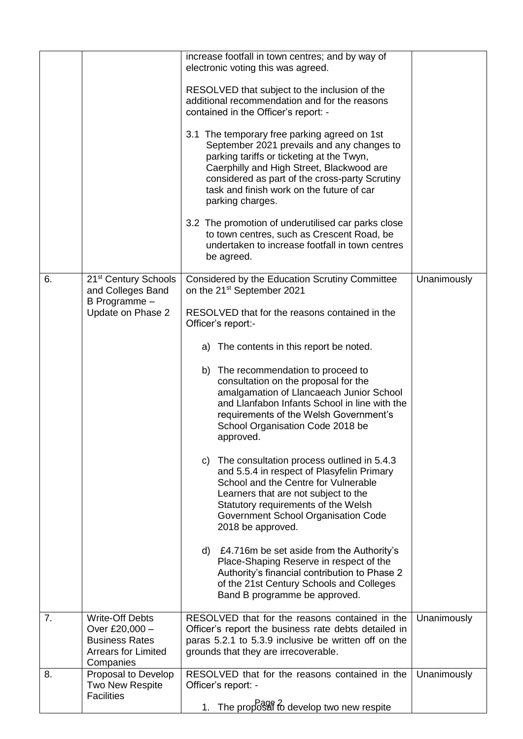| | | | |
|---|---|---|---|
| | | increase footfall in town centres; and by way of electronic voting this was agreed.<br><br>RESOLVED that subject to the inclusion of the additional recommendation and for the reasons contained in the Officer's report: -<br><br>3.1 The temporary free parking agreed on 1st September 2021 prevails and any changes to parking tariffs or ticketing at the Twyn, Caerphilly and High Street, Blackwood are considered as part of the cross-party Scrutiny task and finish work on the future of car parking charges.<br><br>3.2 The promotion of underutilised car parks close to town centres, such as Crescent Road, be undertaken to increase footfall in town centres be agreed. | |
| 6. | 21st Century Schools and Colleges Band B Programme – Update on Phase 2 | Considered by the Education Scrutiny Committee on the 21st September 2021<br><br>RESOLVED that for the reasons contained in the Officer's report:-<br><br>a) The contents in this report be noted.<br><br>b) The recommendation to proceed to consultation on the proposal for the amalgamation of Llancaeach Junior School and Llanfabon Infants School in line with the requirements of the Welsh Government's School Organisation Code 2018 be approved.<br><br>c) The consultation process outlined in 5.4.3 and 5.5.4 in respect of Plasyfelin Primary School and the Centre for Vulnerable Learners that are not subject to the Statutory requirements of the Welsh Government School Organisation Code 2018 be approved.<br><br>d) £4.716m be set aside from the Authority's Place-Shaping Reserve in respect of the Authority's financial contribution to Phase 2 of the 21st Century Schools and Colleges Band B programme be approved. | Unanimously |
| 7. | Write-Off Debts Over £20,000 – Business Rates Arrears for Limited Companies | RESOLVED that for the reasons contained in the Officer's report the business rate debts detailed in paras 5.2.1 to 5.3.9 inclusive be written off on the grounds that they are irrecoverable. | Unanimously |
| 8. | Proposal to Develop Two New Respite Facilities | RESOLVED that for the reasons contained in the Officer's report: -<br><br>1. The proposal to develop two new respite | Unanimously |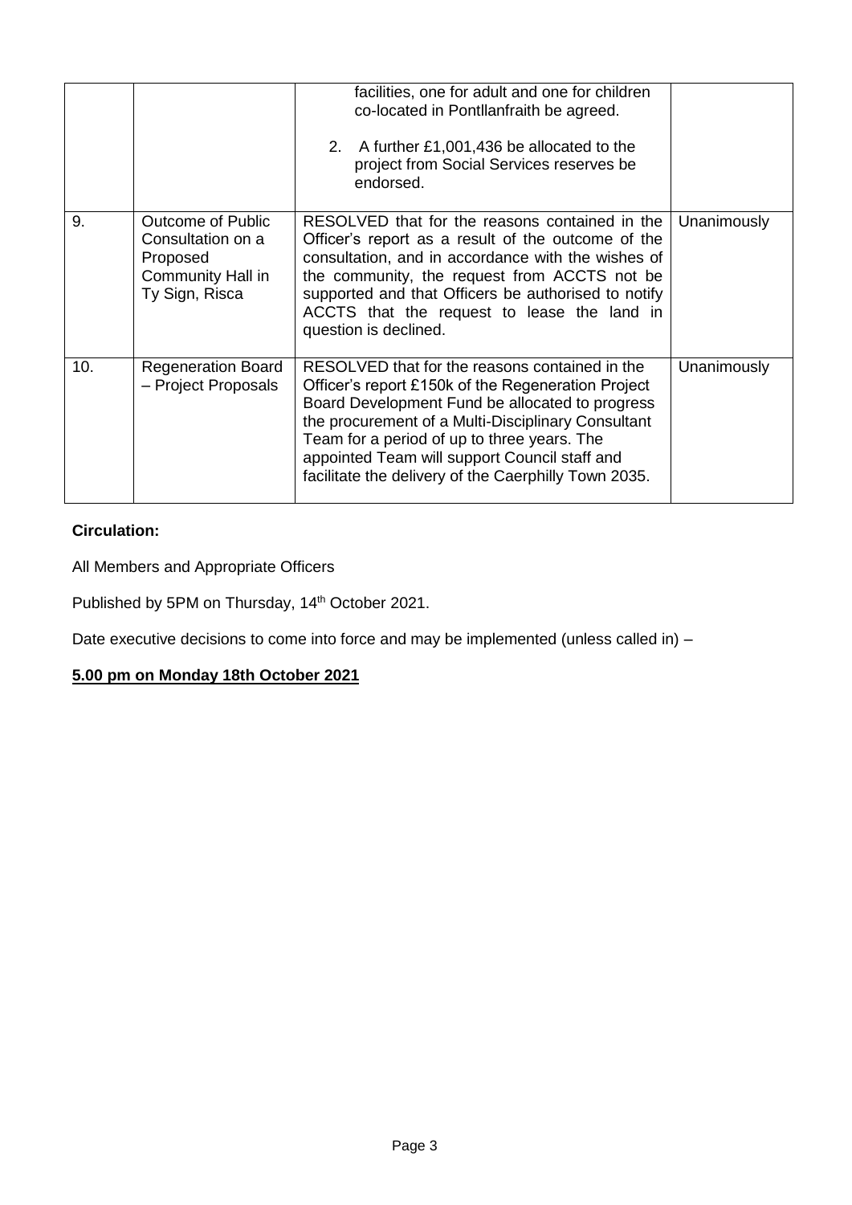| | | | |
|---|---|---|---|
| | | facilities, one for adult and one for children co-located in Pontllanfraith be agreed.<br><br>2. A further £1,001,436 be allocated to the project from Social Services reserves be endorsed. | |
| 9. | Outcome of Public Consultation on a Proposed Community Hall in Ty Sign, Risca | RESOLVED that for the reasons contained in the Officer's report as a result of the outcome of the consultation, and in accordance with the wishes of the community, the request from ACCTS not be supported and that Officers be authorised to notify ACCTS that the request to lease the land in question is declined. | Unanimously |
| 10. | Regeneration Board – Project Proposals | RESOLVED that for the reasons contained in the Officer's report £150k of the Regeneration Project Board Development Fund be allocated to progress the procurement of a Multi-Disciplinary Consultant Team for a period of up to three years. The appointed Team will support Council staff and facilitate the delivery of the Caerphilly Town 2035. | Unanimously |

**Circulation:**

All Members and Appropriate Officers

Published by 5PM on Thursday, 14th October 2021.

Date executive decisions to come into force and may be implemented (unless called in) –

**5.00 pm on Monday 18th October 2021**